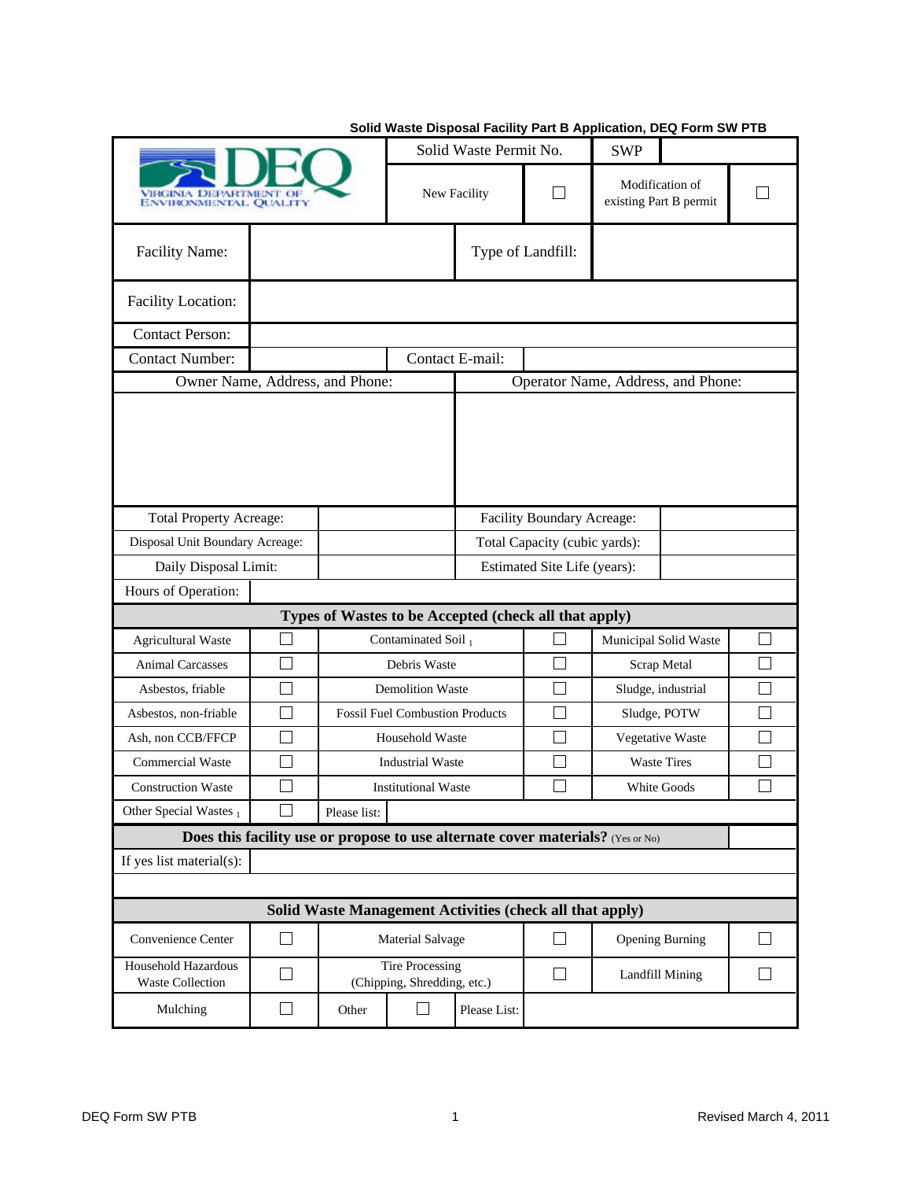**Solid Waste Disposal Facility Part B Application, DEQ Form SW PTB**

| VIRGINIA DEPARTMENT OF ENVIRONMENTAL QUALITY (DEQ) | Solid Waste Permit No. | SWP | |
|---|---|---|---|
| | New Facility ☐ | Modification of existing Part B permit ☐ | |

| Facility Name: | | Type of Landfill: | |
|---|---|---|---|
| Facility Location: | | | |
| Contact Person: | | | |
| Contact Number: | | Contact E-mail: | |

| Owner Name, Address, and Phone: | Operator Name, Address, and Phone: |
|---|---|
| | |

| Total Property Acreage: | | Facility Boundary Acreage: | |
|---|---|---|---|
| Disposal Unit Boundary Acreage: | | Total Capacity (cubic yards): | |
| Daily Disposal Limit: | | Estimated Site Life (years): | |
| Hours of Operation: | | | |

**Types of Wastes to be Accepted (check all that apply)**

| | | | | | |
|---|---|---|---|---|---|
| Agricultural Waste | ☐ | Contaminated Soil [1] | ☐ | Municipal Solid Waste | ☐ |
| Animal Carcasses | ☐ | Debris Waste | ☐ | Scrap Metal | ☐ |
| Asbestos, friable | ☐ | Demolition Waste | ☐ | Sludge, industrial | ☐ |
| Asbestos, non-friable | ☐ | Fossil Fuel Combustion Products | ☐ | Sludge, POTW | ☐ |
| Ash, non CCB/FFCP | ☐ | Household Waste | ☐ | Vegetative Waste | ☐ |
| Commercial Waste | ☐ | Industrial Waste | ☐ | Waste Tires | ☐ |
| Construction Waste | ☐ | Institutional Waste | ☐ | White Goods | ☐ |
| Other Special Wastes [1] | ☐ | Please list: | | | |

**Does this facility use or propose to use alternate cover materials?** (Yes or No) ______

If yes list material(s): ______

**Solid Waste Management Activities (check all that apply)**

| | | | | | |
|---|---|---|---|---|---|
| Convenience Center | ☐ | Material Salvage | ☐ | Opening Burning | ☐ |
| Household Hazardous Waste Collection | ☐ | Tire Processing (Chipping, Shredding, etc.) | ☐ | Landfill Mining | ☐ |
| Mulching | ☐ | Other ☐ | Please List: | | |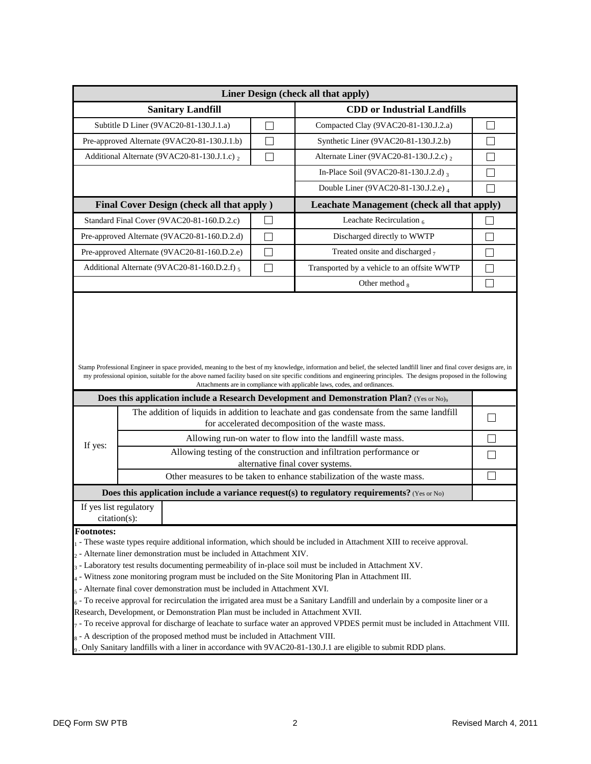| Liner Design (check all that apply) | | | |
|---|---|---|---|
| **Sanitary Landfill** | | **CDD or Industrial Landfills** | |
| Subtitle D Liner (9VAC20-81-130.J.1.a) | ☐ | Compacted Clay (9VAC20-81-130.J.2.a) | ☐ |
| Pre-approved Alternate (9VAC20-81-130.J.1.b) | ☐ | Synthetic Liner (9VAC20-81-130.J.2.b) | ☐ |
| Additional Alternate (9VAC20-81-130.J.1.c) [2] | ☐ | Alternate Liner (9VAC20-81-130.J.2.c) [2] | ☐ |
| | | In-Place Soil (9VAC20-81-130.J.2.d) [3] | ☐ |
| | | Double Liner (9VAC20-81-130.J.2.e) [4] | ☐ |

| Final Cover Design (check all that apply ) | | Leachate Management (check all that apply) | |
|---|---|---|---|
| Standard Final Cover (9VAC20-81-160.D.2.c) | ☐ | Leachate Recirculation [6] | ☐ |
| Pre-approved Alternate (9VAC20-81-160.D.2.d) | ☐ | Discharged directly to WWTP | ☐ |
| Pre-approved Alternate (9VAC20-81-160.D.2.e) | ☐ | Treated onsite and discharged [7] | ☐ |
| Additional Alternate (9VAC20-81-160.D.2.f) [5] | ☐ | Transported by a vehicle to an offsite WWTP | ☐ |
| | | Other method [8] | ☐ |

Stamp Professional Engineer in space provided, meaning to the best of my knowledge, information and belief, the selected landfill liner and final cover designs are, in my professional opinion, suitable for the above named facility based on site specific conditions and engineering principles. The designs proposed in the following Attachments are in compliance with applicable laws, codes, and ordinances.

| Does this application include a Research Development and Demonstration Plan? (Yes or No)[9] | | |
|---|---|---|
| If yes: | The addition of liquids in addition to leachate and gas condensate from the same landfill for accelerated decomposition of the waste mass. | ☐ |
| | Allowing run-on water to flow into the landfill waste mass. | ☐ |
| | Allowing testing of the construction and infiltration performance or alternative final cover systems. | ☐ |
| | Other measures to be taken to enhance stabilization of the waste mass. | ☐ |

| Does this application include a variance request(s) to regulatory requirements? (Yes or No) | |
|---|---|
| If yes list regulatory citation(s): | |

**Footnotes:**

[1] - These waste types require additional information, which should be included in Attachment XIII to receive approval.

[2] - Alternate liner demonstration must be included in Attachment XIV.

[3] - Laboratory test results documenting permeability of in-place soil must be included in Attachment XV.

[4] - Witness zone monitoring program must be included on the Site Monitoring Plan in Attachment III.

[5] - Alternate final cover demonstration must be included in Attachment XVI.

[6] - To receive approval for recirculation the irrigated area must be a Sanitary Landfill and underlain by a composite liner or a Research, Development, or Demonstration Plan must be included in Attachment XVII.

[7] - To receive approval for discharge of leachate to surface water an approved VPDES permit must be included in Attachment VIII.

[8] - A description of the proposed method must be included in Attachment VIII.

[9] - Only Sanitary landfills with a liner in accordance with 9VAC20-81-130.J.1 are eligible to submit RDD plans.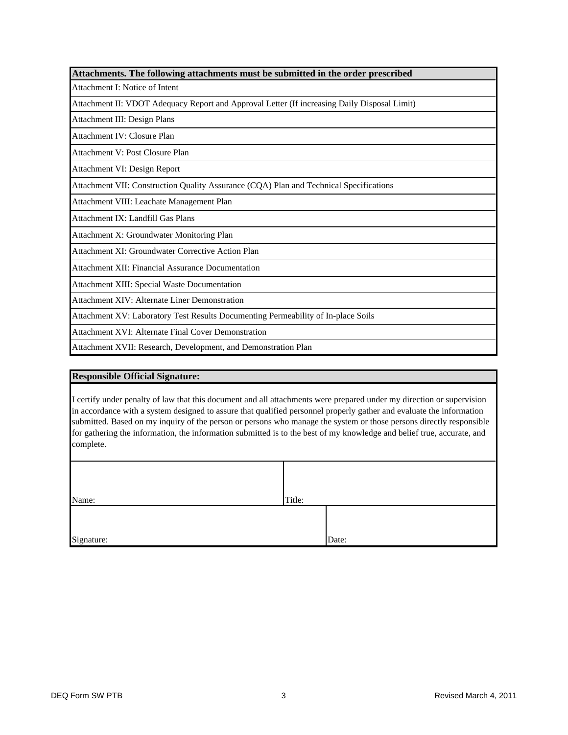| Attachments. The following attachments must be submitted in the order prescribed |
|---|
| Attachment I: Notice of Intent |
| Attachment II: VDOT Adequacy Report and Approval Letter (If increasing Daily Disposal Limit) |
| Attachment III: Design Plans |
| Attachment IV: Closure Plan |
| Attachment V: Post Closure Plan |
| Attachment VI: Design Report |
| Attachment VII: Construction Quality Assurance (CQA) Plan and Technical Specifications |
| Attachment VIII: Leachate Management Plan |
| Attachment IX: Landfill Gas Plans |
| Attachment X: Groundwater Monitoring Plan |
| Attachment XI: Groundwater Corrective Action Plan |
| Attachment XII: Financial Assurance Documentation |
| Attachment XIII: Special Waste Documentation |
| Attachment XIV: Alternate Liner Demonstration |
| Attachment XV: Laboratory Test Results Documenting Permeability of In-place Soils |
| Attachment XVI: Alternate Final Cover Demonstration |
| Attachment XVII: Research, Development, and Demonstration Plan |

**Responsible Official Signature:**

I certify under penalty of law that this document and all attachments were prepared under my direction or supervision in accordance with a system designed to assure that qualified personnel properly gather and evaluate the information submitted. Based on my inquiry of the person or persons who manage the system or those persons directly responsible for gathering the information, the information submitted is to the best of my knowledge and belief true, accurate, and complete.

| | |
|---|---|
| Name: | Title: |
| Signature: | Date: |